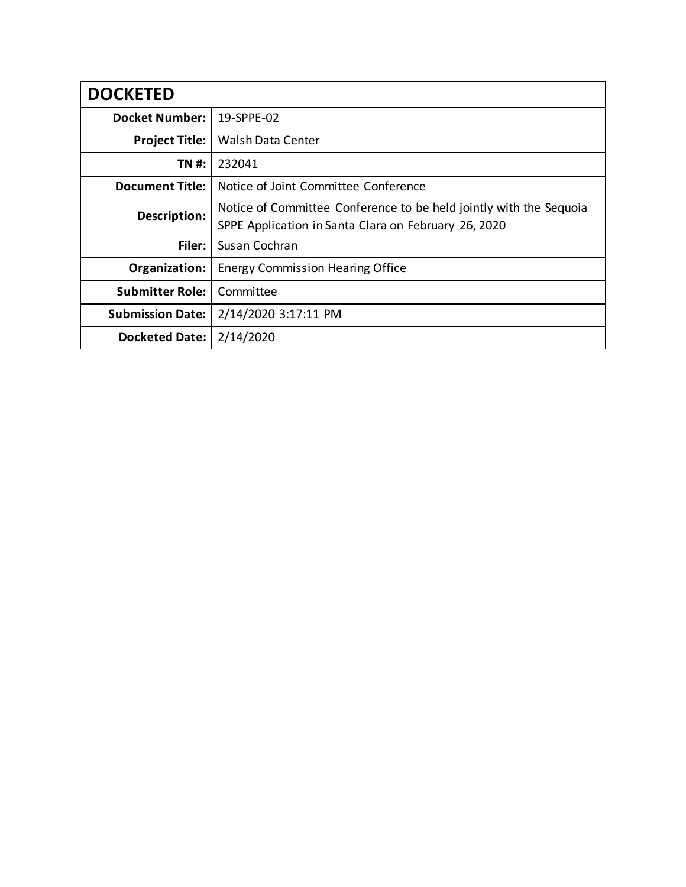| DOCKETED | |
|---|---|
| **Docket Number:** | 19-SPPE-02 |
| **Project Title:** | Walsh Data Center |
| **TN #:** | 232041 |
| **Document Title:** | Notice of Joint Committee Conference |
| **Description:** | Notice of Committee Conference to be held jointly with the Sequoia SPPE Application in Santa Clara on February 26, 2020 |
| **Filer:** | Susan Cochran |
| **Organization:** | Energy Commission Hearing Office |
| **Submitter Role:** | Committee |
| **Submission Date:** | 2/14/2020 3:17:11 PM |
| **Docketed Date:** | 2/14/2020 |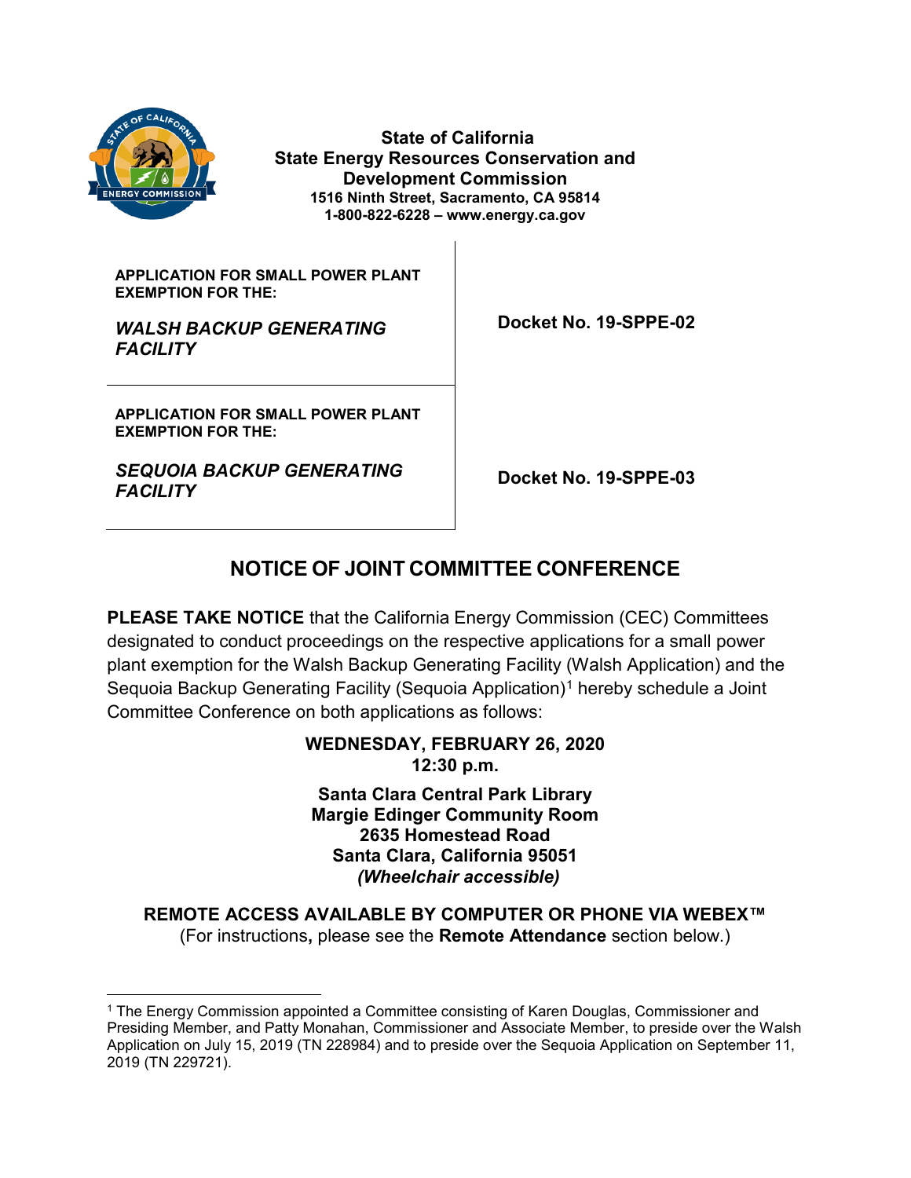**State of California**
**State Energy Resources Conservation and Development Commission**
**1516 Ninth Street, Sacramento, CA 95814**
**1-800-822-6228 – www.energy.ca.gov**

| | |
|---|---|
| **APPLICATION FOR SMALL POWER PLANT EXEMPTION FOR THE:** ***WALSH BACKUP GENERATING FACILITY*** | **Docket No. 19-SPPE-02** |
| **APPLICATION FOR SMALL POWER PLANT EXEMPTION FOR THE:** ***SEQUOIA BACKUP GENERATING FACILITY*** | **Docket No. 19-SPPE-03** |

# NOTICE OF JOINT COMMITTEE CONFERENCE

**PLEASE TAKE NOTICE** that the California Energy Commission (CEC) Committees designated to conduct proceedings on the respective applications for a small power plant exemption for the Walsh Backup Generating Facility (Walsh Application) and the Sequoia Backup Generating Facility (Sequoia Application)[1] hereby schedule a Joint Committee Conference on both applications as follows:

**WEDNESDAY, FEBRUARY 26, 2020**
**12:30 p.m.**

**Santa Clara Central Park Library**
**Margie Edinger Community Room**
**2635 Homestead Road**
**Santa Clara, California 95051**
***(Wheelchair accessible)***

**REMOTE ACCESS AVAILABLE BY COMPUTER OR PHONE VIA WEBEX™**
(For instructions**,** please see the **Remote Attendance** section below.)

[1] The Energy Commission appointed a Committee consisting of Karen Douglas, Commissioner and Presiding Member, and Patty Monahan, Commissioner and Associate Member, to preside over the Walsh Application on July 15, 2019 (TN 228984) and to preside over the Sequoia Application on September 11, 2019 (TN 229721).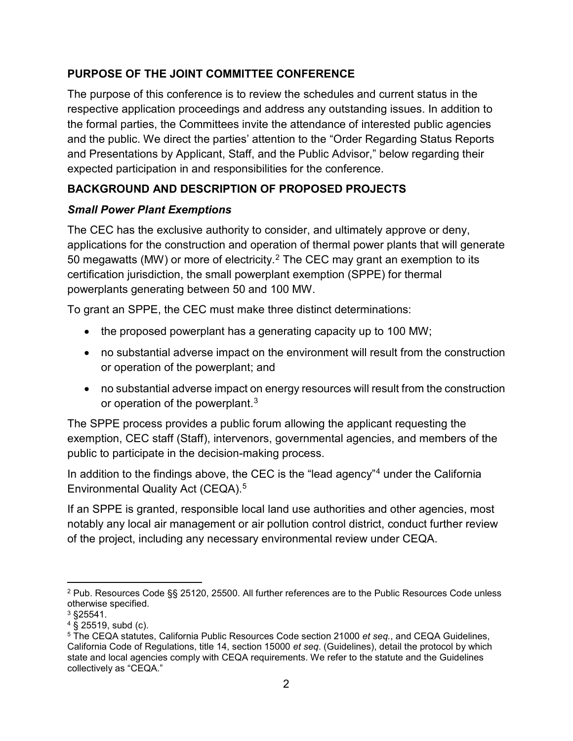## PURPOSE OF THE JOINT COMMITTEE CONFERENCE

The purpose of this conference is to review the schedules and current status in the respective application proceedings and address any outstanding issues. In addition to the formal parties, the Committees invite the attendance of interested public agencies and the public. We direct the parties' attention to the "Order Regarding Status Reports and Presentations by Applicant, Staff, and the Public Advisor," below regarding their expected participation in and responsibilities for the conference.

## BACKGROUND AND DESCRIPTION OF PROPOSED PROJECTS

### *Small Power Plant Exemptions*

The CEC has the exclusive authority to consider, and ultimately approve or deny, applications for the construction and operation of thermal power plants that will generate 50 megawatts (MW) or more of electricity.[2] The CEC may grant an exemption to its certification jurisdiction, the small powerplant exemption (SPPE) for thermal powerplants generating between 50 and 100 MW.

To grant an SPPE, the CEC must make three distinct determinations:

- the proposed powerplant has a generating capacity up to 100 MW;
- no substantial adverse impact on the environment will result from the construction or operation of the powerplant; and
- no substantial adverse impact on energy resources will result from the construction or operation of the powerplant.[3]

The SPPE process provides a public forum allowing the applicant requesting the exemption, CEC staff (Staff), intervenors, governmental agencies, and members of the public to participate in the decision-making process.

In addition to the findings above, the CEC is the "lead agency"[4] under the California Environmental Quality Act (CEQA).[5]

If an SPPE is granted, responsible local land use authorities and other agencies, most notably any local air management or air pollution control district, conduct further review of the project, including any necessary environmental review under CEQA.

---

[2] Pub. Resources Code §§ 25120, 25500. All further references are to the Public Resources Code unless otherwise specified.

[3] §25541.

[4] § 25519, subd (c).

[5] The CEQA statutes, California Public Resources Code section 21000 *et seq.*, and CEQA Guidelines, California Code of Regulations, title 14, section 15000 *et seq*. (Guidelines), detail the protocol by which state and local agencies comply with CEQA requirements. We refer to the statute and the Guidelines collectively as "CEQA."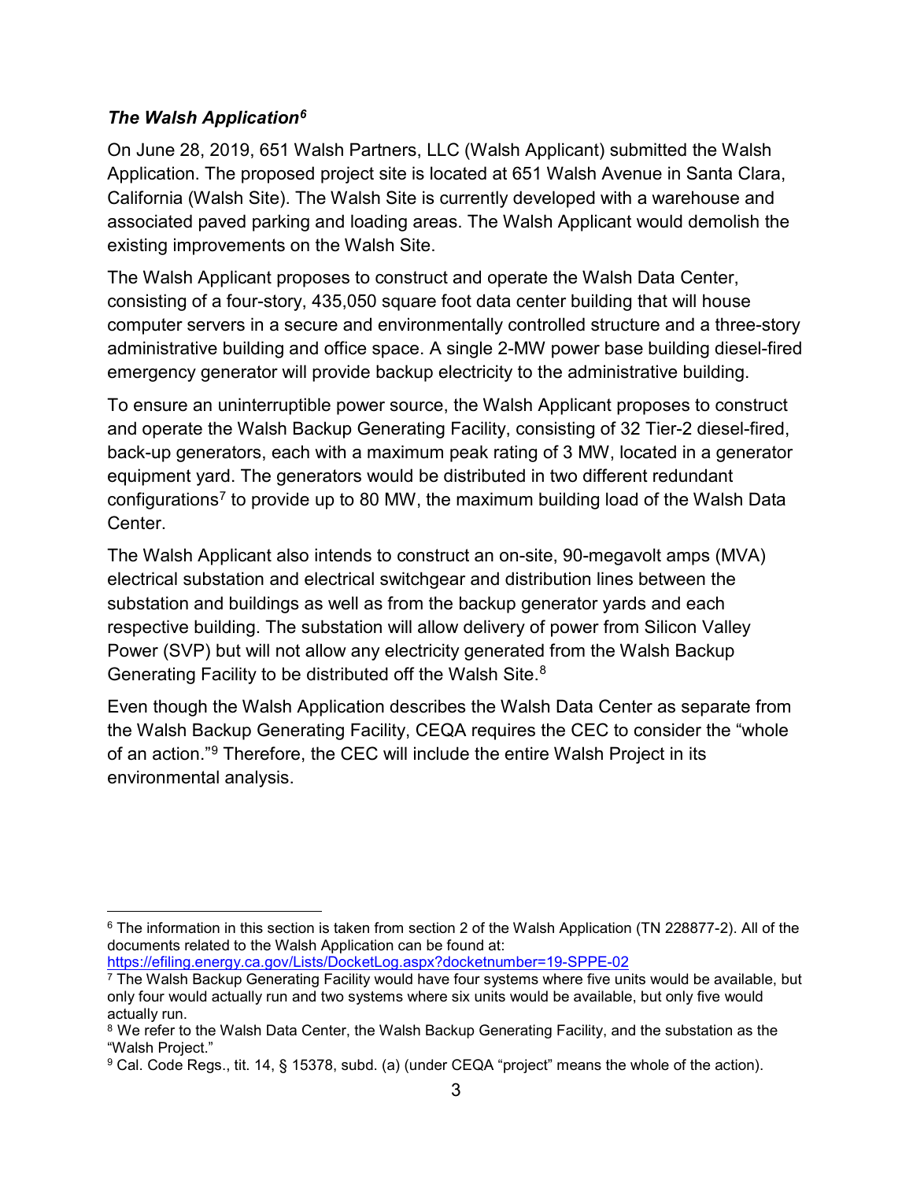### *The Walsh Application*[6]

On June 28, 2019, 651 Walsh Partners, LLC (Walsh Applicant) submitted the Walsh Application. The proposed project site is located at 651 Walsh Avenue in Santa Clara, California (Walsh Site). The Walsh Site is currently developed with a warehouse and associated paved parking and loading areas. The Walsh Applicant would demolish the existing improvements on the Walsh Site.

The Walsh Applicant proposes to construct and operate the Walsh Data Center, consisting of a four-story, 435,050 square foot data center building that will house computer servers in a secure and environmentally controlled structure and a three-story administrative building and office space. A single 2-MW power base building diesel-fired emergency generator will provide backup electricity to the administrative building.

To ensure an uninterruptible power source, the Walsh Applicant proposes to construct and operate the Walsh Backup Generating Facility, consisting of 32 Tier-2 diesel-fired, back-up generators, each with a maximum peak rating of 3 MW, located in a generator equipment yard. The generators would be distributed in two different redundant configurations[7] to provide up to 80 MW, the maximum building load of the Walsh Data Center.

The Walsh Applicant also intends to construct an on-site, 90-megavolt amps (MVA) electrical substation and electrical switchgear and distribution lines between the substation and buildings as well as from the backup generator yards and each respective building. The substation will allow delivery of power from Silicon Valley Power (SVP) but will not allow any electricity generated from the Walsh Backup Generating Facility to be distributed off the Walsh Site.[8]

Even though the Walsh Application describes the Walsh Data Center as separate from the Walsh Backup Generating Facility, CEQA requires the CEC to consider the "whole of an action."[9] Therefore, the CEC will include the entire Walsh Project in its environmental analysis.

---

[6] The information in this section is taken from section 2 of the Walsh Application (TN 228877-2). All of the documents related to the Walsh Application can be found at: https://efiling.energy.ca.gov/Lists/DocketLog.aspx?docketnumber=19-SPPE-02

[7] The Walsh Backup Generating Facility would have four systems where five units would be available, but only four would actually run and two systems where six units would be available, but only five would actually run.

[8] We refer to the Walsh Data Center, the Walsh Backup Generating Facility, and the substation as the "Walsh Project."

[9] Cal. Code Regs., tit. 14, § 15378, subd. (a) (under CEQA "project" means the whole of the action).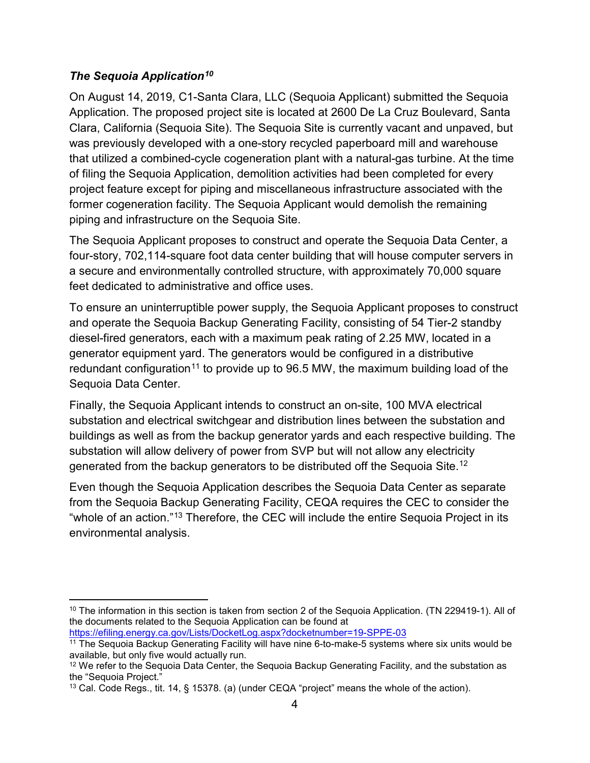### *The Sequoia Application*[10]

On August 14, 2019, C1-Santa Clara, LLC (Sequoia Applicant) submitted the Sequoia Application. The proposed project site is located at 2600 De La Cruz Boulevard, Santa Clara, California (Sequoia Site). The Sequoia Site is currently vacant and unpaved, but was previously developed with a one-story recycled paperboard mill and warehouse that utilized a combined-cycle cogeneration plant with a natural-gas turbine. At the time of filing the Sequoia Application, demolition activities had been completed for every project feature except for piping and miscellaneous infrastructure associated with the former cogeneration facility. The Sequoia Applicant would demolish the remaining piping and infrastructure on the Sequoia Site.

The Sequoia Applicant proposes to construct and operate the Sequoia Data Center, a four-story, 702,114-square foot data center building that will house computer servers in a secure and environmentally controlled structure, with approximately 70,000 square feet dedicated to administrative and office uses.

To ensure an uninterruptible power supply, the Sequoia Applicant proposes to construct and operate the Sequoia Backup Generating Facility, consisting of 54 Tier-2 standby diesel-fired generators, each with a maximum peak rating of 2.25 MW, located in a generator equipment yard. The generators would be configured in a distributive redundant configuration[11] to provide up to 96.5 MW, the maximum building load of the Sequoia Data Center.

Finally, the Sequoia Applicant intends to construct an on-site, 100 MVA electrical substation and electrical switchgear and distribution lines between the substation and buildings as well as from the backup generator yards and each respective building. The substation will allow delivery of power from SVP but will not allow any electricity generated from the backup generators to be distributed off the Sequoia Site.[12]

Even though the Sequoia Application describes the Sequoia Data Center as separate from the Sequoia Backup Generating Facility, CEQA requires the CEC to consider the "whole of an action."[13] Therefore, the CEC will include the entire Sequoia Project in its environmental analysis.

---

[10] The information in this section is taken from section 2 of the Sequoia Application. (TN 229419-1). All of the documents related to the Sequoia Application can be found at https://efiling.energy.ca.gov/Lists/DocketLog.aspx?docketnumber=19-SPPE-03

[11] The Sequoia Backup Generating Facility will have nine 6-to-make-5 systems where six units would be available, but only five would actually run.

[12] We refer to the Sequoia Data Center, the Sequoia Backup Generating Facility, and the substation as the "Sequoia Project."

[13] Cal. Code Regs., tit. 14, § 15378. (a) (under CEQA "project" means the whole of the action).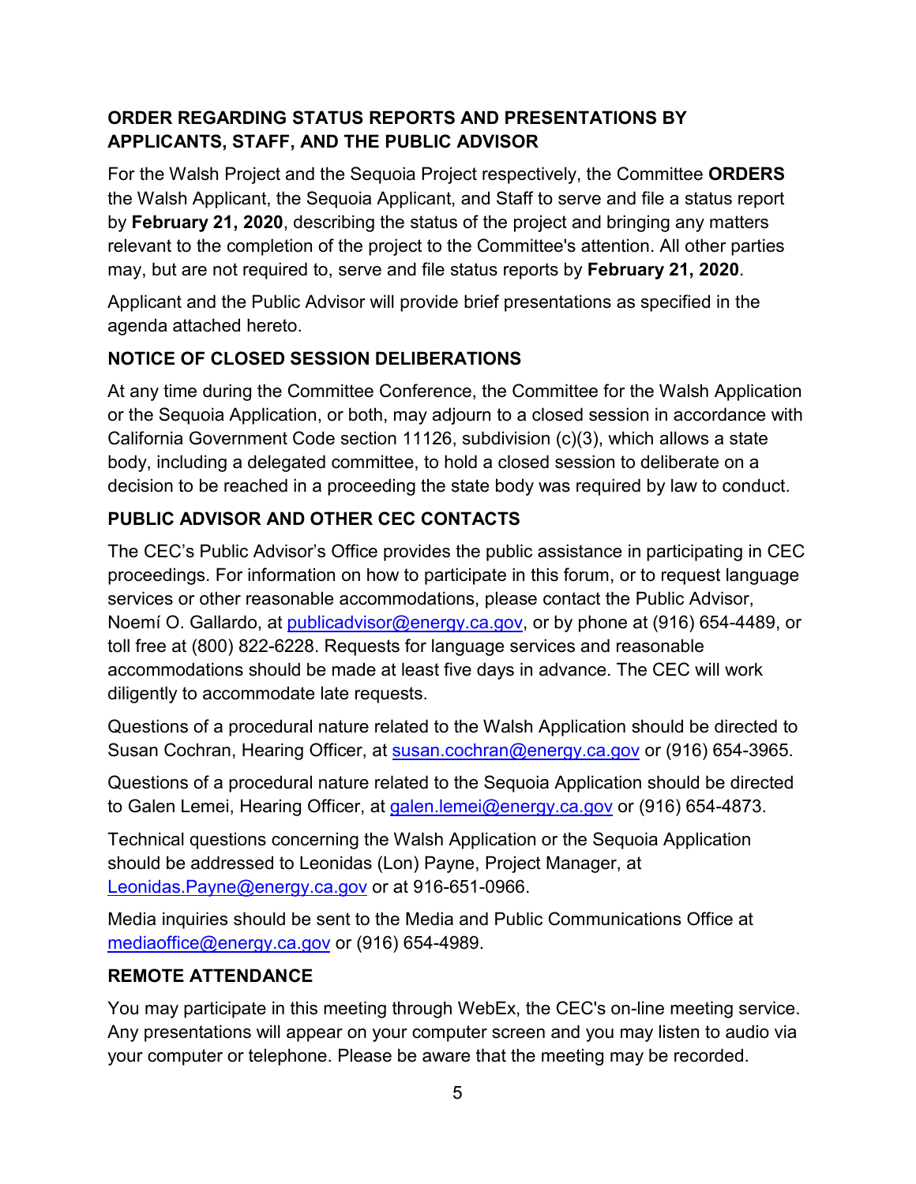## ORDER REGARDING STATUS REPORTS AND PRESENTATIONS BY APPLICANTS, STAFF, AND THE PUBLIC ADVISOR

For the Walsh Project and the Sequoia Project respectively, the Committee **ORDERS** the Walsh Applicant, the Sequoia Applicant, and Staff to serve and file a status report by **February 21, 2020**, describing the status of the project and bringing any matters relevant to the completion of the project to the Committee's attention. All other parties may, but are not required to, serve and file status reports by **February 21, 2020**.

Applicant and the Public Advisor will provide brief presentations as specified in the agenda attached hereto.

## NOTICE OF CLOSED SESSION DELIBERATIONS

At any time during the Committee Conference, the Committee for the Walsh Application or the Sequoia Application, or both, may adjourn to a closed session in accordance with California Government Code section 11126, subdivision (c)(3), which allows a state body, including a delegated committee, to hold a closed session to deliberate on a decision to be reached in a proceeding the state body was required by law to conduct.

## PUBLIC ADVISOR AND OTHER CEC CONTACTS

The CEC's Public Advisor's Office provides the public assistance in participating in CEC proceedings. For information on how to participate in this forum, or to request language services or other reasonable accommodations, please contact the Public Advisor, Noemí O. Gallardo, at publicadvisor@energy.ca.gov, or by phone at (916) 654-4489, or toll free at (800) 822-6228. Requests for language services and reasonable accommodations should be made at least five days in advance. The CEC will work diligently to accommodate late requests.

Questions of a procedural nature related to the Walsh Application should be directed to Susan Cochran, Hearing Officer, at susan.cochran@energy.ca.gov or (916) 654-3965.

Questions of a procedural nature related to the Sequoia Application should be directed to Galen Lemei, Hearing Officer, at galen.lemei@energy.ca.gov or (916) 654-4873.

Technical questions concerning the Walsh Application or the Sequoia Application should be addressed to Leonidas (Lon) Payne, Project Manager, at Leonidas.Payne@energy.ca.gov or at 916-651-0966.

Media inquiries should be sent to the Media and Public Communications Office at mediaoffice@energy.ca.gov or (916) 654-4989.

## REMOTE ATTENDANCE

You may participate in this meeting through WebEx, the CEC's on-line meeting service. Any presentations will appear on your computer screen and you may listen to audio via your computer or telephone. Please be aware that the meeting may be recorded.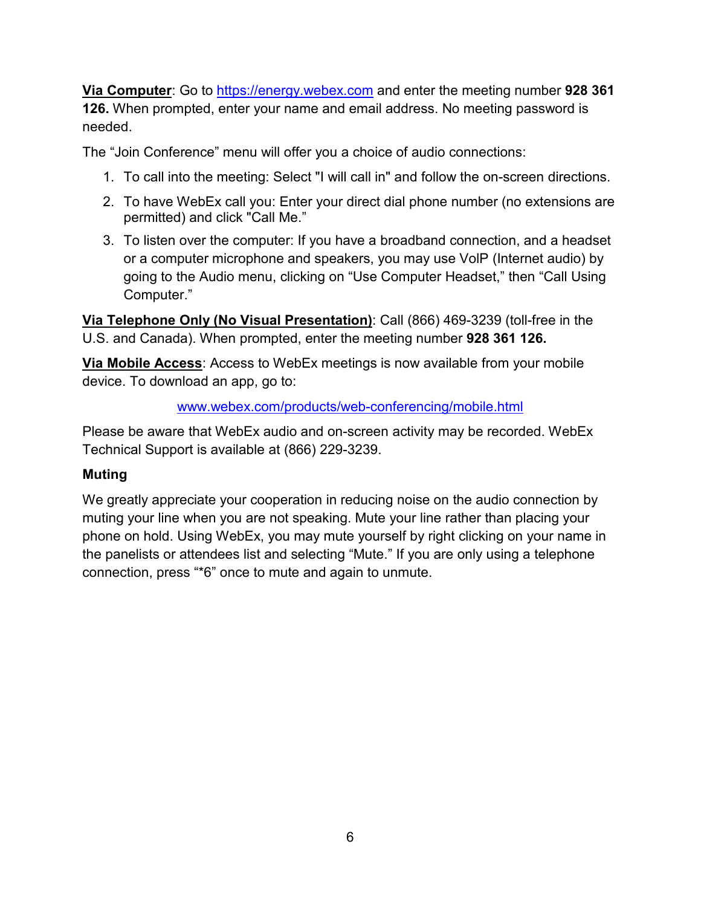**Via Computer**: Go to [https://energy.webex.com](https://energy.webex.com) and enter the meeting number **928 361 126.** When prompted, enter your name and email address. No meeting password is needed.

The "Join Conference" menu will offer you a choice of audio connections:

1. To call into the meeting: Select "I will call in" and follow the on-screen directions.
2. To have WebEx call you: Enter your direct dial phone number (no extensions are permitted) and click "Call Me."
3. To listen over the computer: If you have a broadband connection, and a headset or a computer microphone and speakers, you may use VoIP (Internet audio) by going to the Audio menu, clicking on "Use Computer Headset," then "Call Using Computer."

**Via Telephone Only (No Visual Presentation)**: Call (866) 469-3239 (toll-free in the U.S. and Canada). When prompted, enter the meeting number **928 361 126.**

**Via Mobile Access**: Access to WebEx meetings is now available from your mobile device. To download an app, go to:

[www.webex.com/products/web-conferencing/mobile.html](www.webex.com/products/web-conferencing/mobile.html)

Please be aware that WebEx audio and on-screen activity may be recorded. WebEx Technical Support is available at (866) 229-3239.

**Muting**

We greatly appreciate your cooperation in reducing noise on the audio connection by muting your line when you are not speaking. Mute your line rather than placing your phone on hold. Using WebEx, you may mute yourself by right clicking on your name in the panelists or attendees list and selecting "Mute." If you are only using a telephone connection, press "*6" once to mute and again to unmute.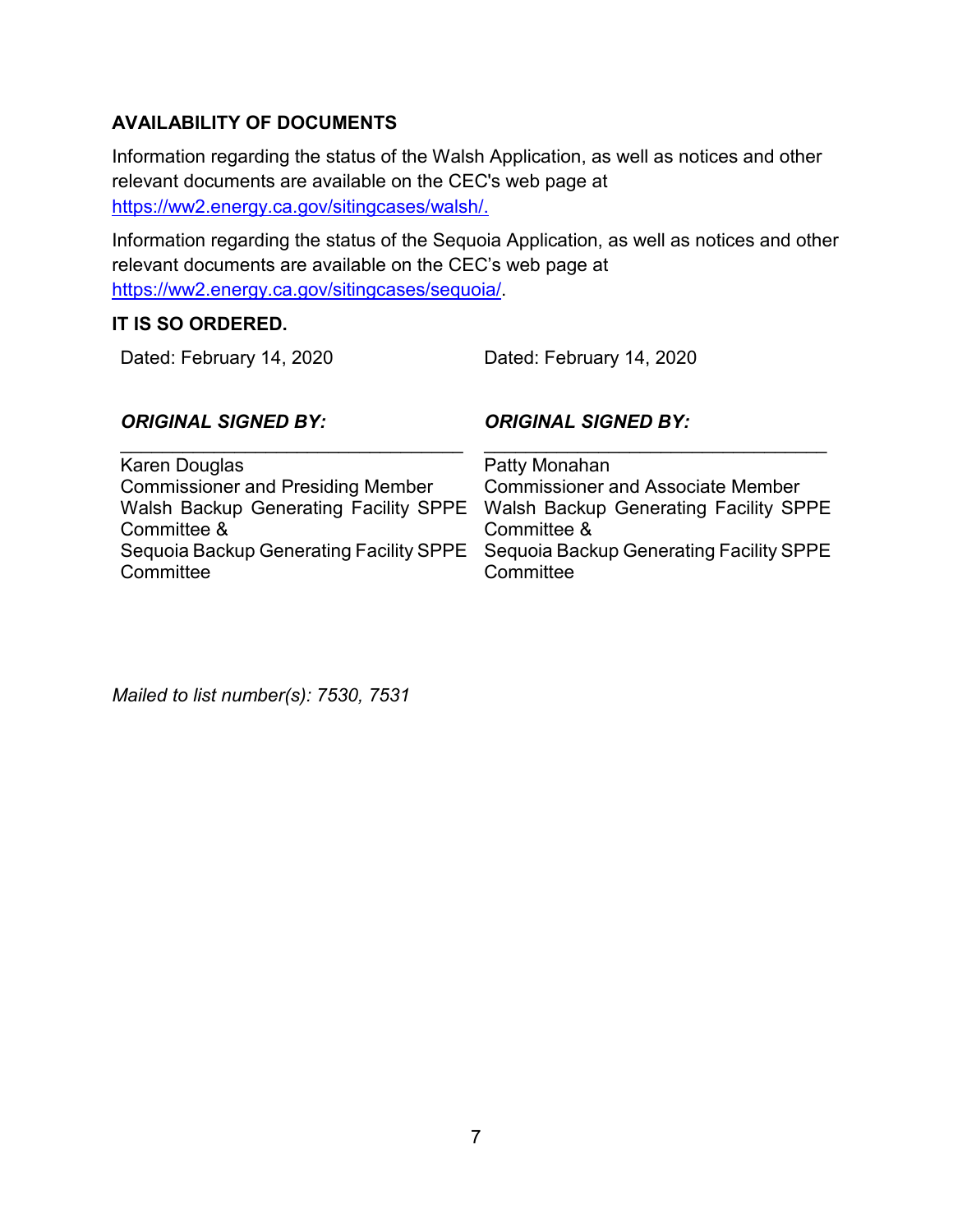**AVAILABILITY OF DOCUMENTS**

Information regarding the status of the Walsh Application, as well as notices and other relevant documents are available on the CEC's web page at https://ww2.energy.ca.gov/sitingcases/walsh/.

Information regarding the status of the Sequoia Application, as well as notices and other relevant documents are available on the CEC's web page at https://ww2.energy.ca.gov/sitingcases/sequoia/.

**IT IS SO ORDERED.**

Dated: February 14, 2020

***ORIGINAL SIGNED BY:***

______________________________
Karen Douglas
Commissioner and Presiding Member
Walsh Backup Generating Facility SPPE Committee &
Sequoia Backup Generating Facility SPPE Committee

Dated: February 14, 2020

***ORIGINAL SIGNED BY:***

______________________________
Patty Monahan
Commissioner and Associate Member
Walsh Backup Generating Facility SPPE Committee &
Sequoia Backup Generating Facility SPPE Committee

*Mailed to list number(s): 7530, 7531*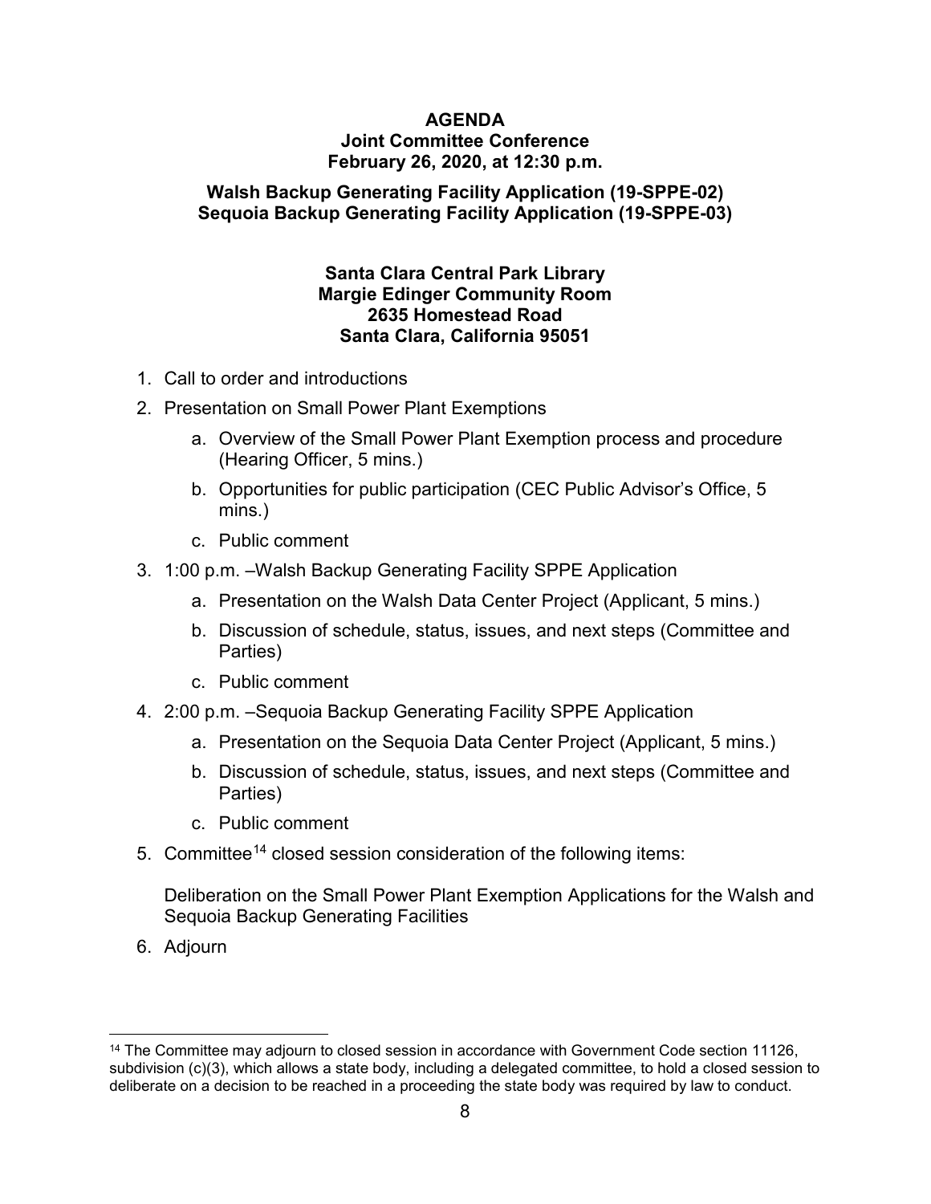**AGENDA**
**Joint Committee Conference**
**February 26, 2020, at 12:30 p.m.**

**Walsh Backup Generating Facility Application (19-SPPE-02)**
**Sequoia Backup Generating Facility Application (19-SPPE-03)**

**Santa Clara Central Park Library**
**Margie Edinger Community Room**
**2635 Homestead Road**
**Santa Clara, California 95051**

1. Call to order and introductions
2. Presentation on Small Power Plant Exemptions
   a. Overview of the Small Power Plant Exemption process and procedure (Hearing Officer, 5 mins.)
   b. Opportunities for public participation (CEC Public Advisor's Office, 5 mins.)
   c. Public comment
3. 1:00 p.m. –Walsh Backup Generating Facility SPPE Application
   a. Presentation on the Walsh Data Center Project (Applicant, 5 mins.)
   b. Discussion of schedule, status, issues, and next steps (Committee and Parties)
   c. Public comment
4. 2:00 p.m. –Sequoia Backup Generating Facility SPPE Application
   a. Presentation on the Sequoia Data Center Project (Applicant, 5 mins.)
   b. Discussion of schedule, status, issues, and next steps (Committee and Parties)
   c. Public comment
5. Committee[14] closed session consideration of the following items:

   Deliberation on the Small Power Plant Exemption Applications for the Walsh and Sequoia Backup Generating Facilities
6. Adjourn

[14] The Committee may adjourn to closed session in accordance with Government Code section 11126, subdivision (c)(3), which allows a state body, including a delegated committee, to hold a closed session to deliberate on a decision to be reached in a proceeding the state body was required by law to conduct.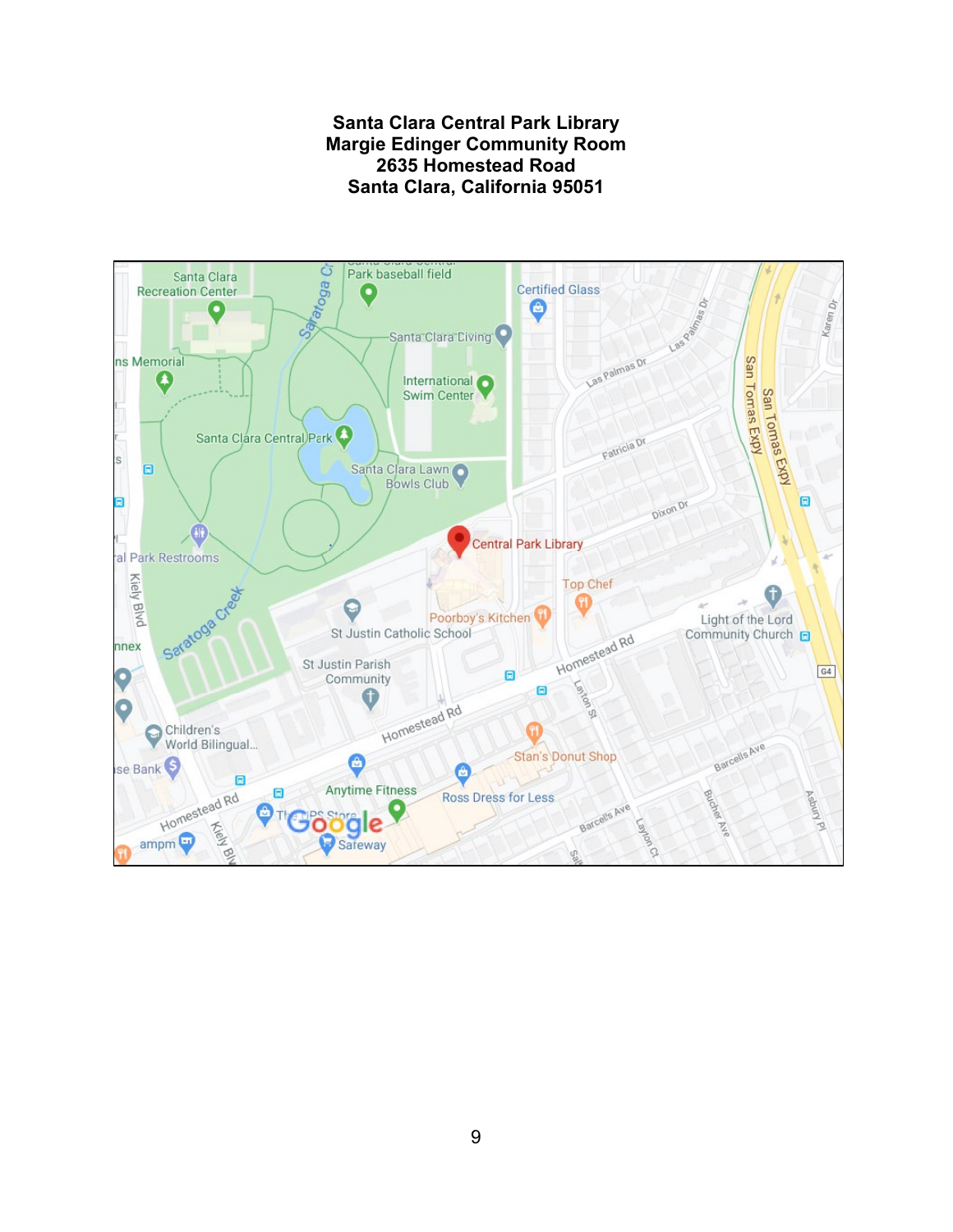**Santa Clara Central Park Library**
**Margie Edinger Community Room**
**2635 Homestead Road**
**Santa Clara, California 95051**